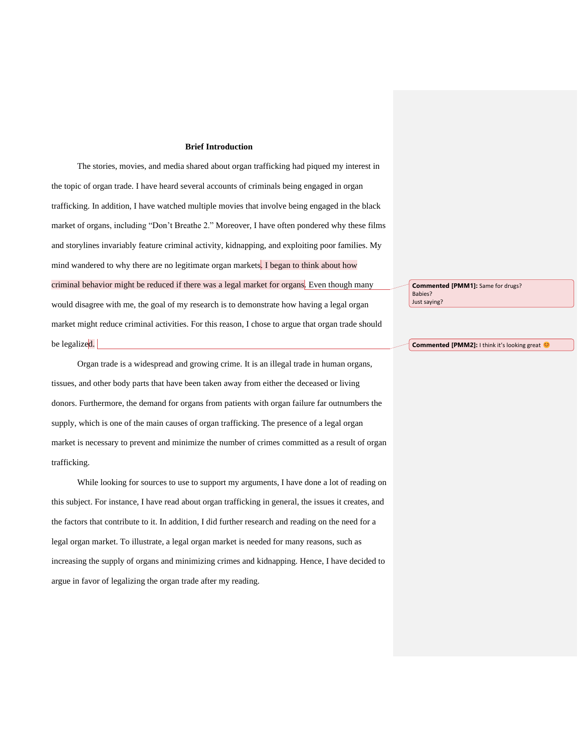### Brief Introduction

The stories, movies, and media shared about organ trafficking had piqued my interest in the topic of organ trade. I have heard several accounts of criminals being engaged in organ trafficking. In addition, I have watched multiple movies that involve being engaged in the black market of organs, including "Don't Breathe 2." Moreover, I have often pondered why these films and storylines invariably feature criminal activity, kidnapping, and exploiting poor families. My mind wandered to why there are no legitimate organ markets. I began to think about how criminal behavior might be reduced if there was a legal market for organs. Even though many would disagree with me, the goal of my research is to demonstrate how having a legal organ market might reduce criminal activities. For this reason, I chose to argue that organ trade should be legalized.

Organ trade is a widespread and growing crime. It is an illegal trade in human organs, tissues, and other body parts that have been taken away from either the deceased or living donors. Furthermore, the demand for organs from patients with organ failure far outnumbers the supply, which is one of the main causes of organ trafficking. The presence of a legal organ market is necessary to prevent and minimize the number of crimes committed as a result of organ trafficking.

While looking for sources to use to support my arguments, I have done a lot of reading on this subject. For instance, I have read about organ trafficking in general, the issues it creates, and the factors that contribute to it. In addition, I did further research and reading on the need for a legal organ market. To illustrate, a legal organ market is needed for many reasons, such as increasing the supply of organs and minimizing crimes and kidnapping. Hence, I have decided to argue in favor of legalizing the organ trade after my reading.

**Commented [PMM1]:** Same for drugs?
Babies?
Just saying?

**Commented [PMM2]:** I think it's looking great 😊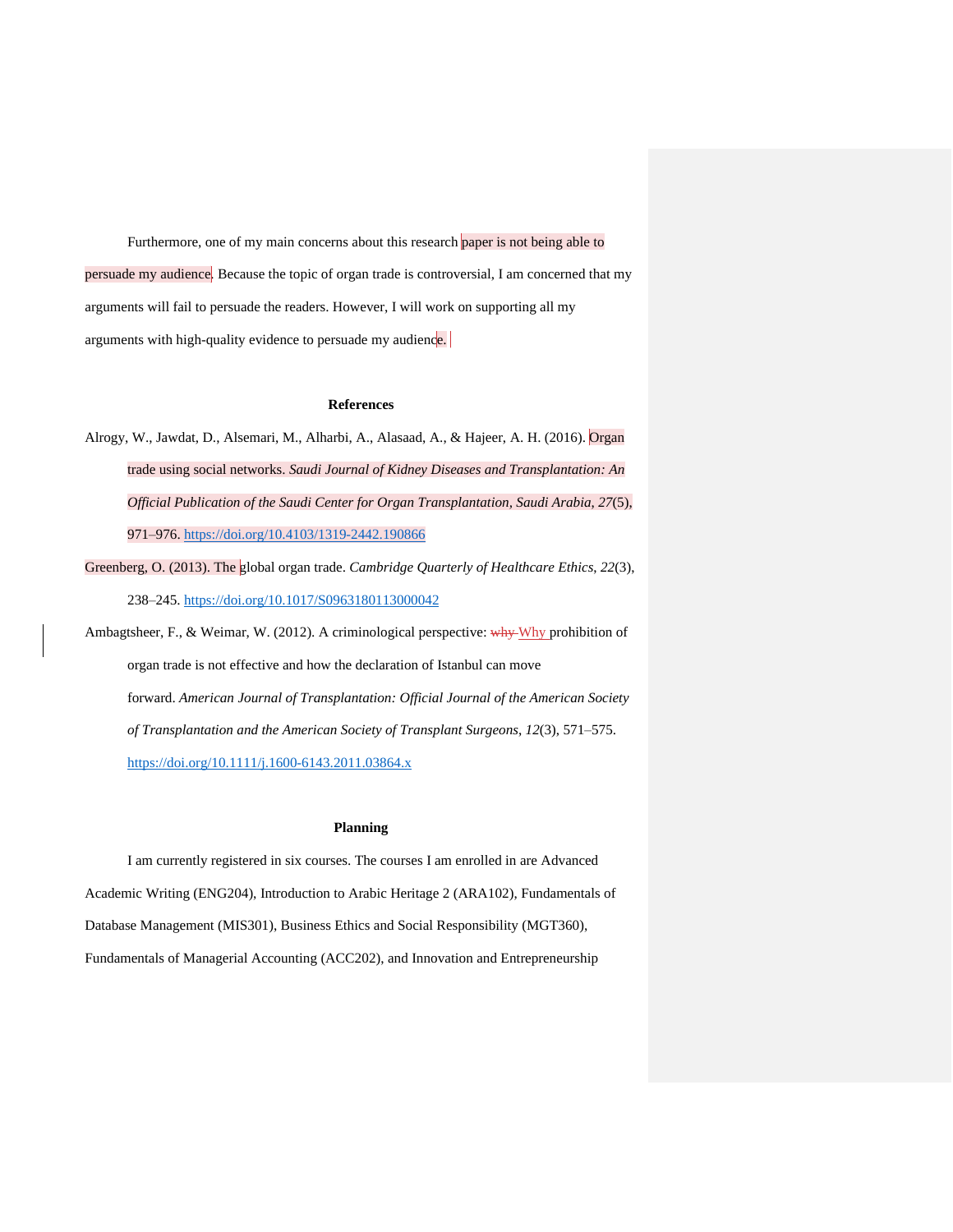Furthermore, one of my main concerns about this research paper is not being able to persuade my audience. Because the topic of organ trade is controversial, I am concerned that my arguments will fail to persuade the readers. However, I will work on supporting all my arguments with high-quality evidence to persuade my audience.

## References

Alrogy, W., Jawdat, D., Alsemari, M., Alharbi, A., Alasaad, A., & Hajeer, A. H. (2016). Organ trade using social networks. *Saudi Journal of Kidney Diseases and Transplantation: An Official Publication of the Saudi Center for Organ Transplantation, Saudi Arabia*, *27*(5), 971–976. https://doi.org/10.4103/1319-2442.190866

Greenberg, O. (2013). The global organ trade. *Cambridge Quarterly of Healthcare Ethics*, *22*(3), 238–245. https://doi.org/10.1017/S0963180113000042

Ambagtsheer, F., & Weimar, W. (2012). A criminological perspective: ~~why~~ Why prohibition of organ trade is not effective and how the declaration of Istanbul can move forward. *American Journal of Transplantation: Official Journal of the American Society of Transplantation and the American Society of Transplant Surgeons*, *12*(3), 571–575. https://doi.org/10.1111/j.1600-6143.2011.03864.x

## Planning

I am currently registered in six courses. The courses I am enrolled in are Advanced Academic Writing (ENG204), Introduction to Arabic Heritage 2 (ARA102), Fundamentals of Database Management (MIS301), Business Ethics and Social Responsibility (MGT360), Fundamentals of Managerial Accounting (ACC202), and Innovation and Entrepreneurship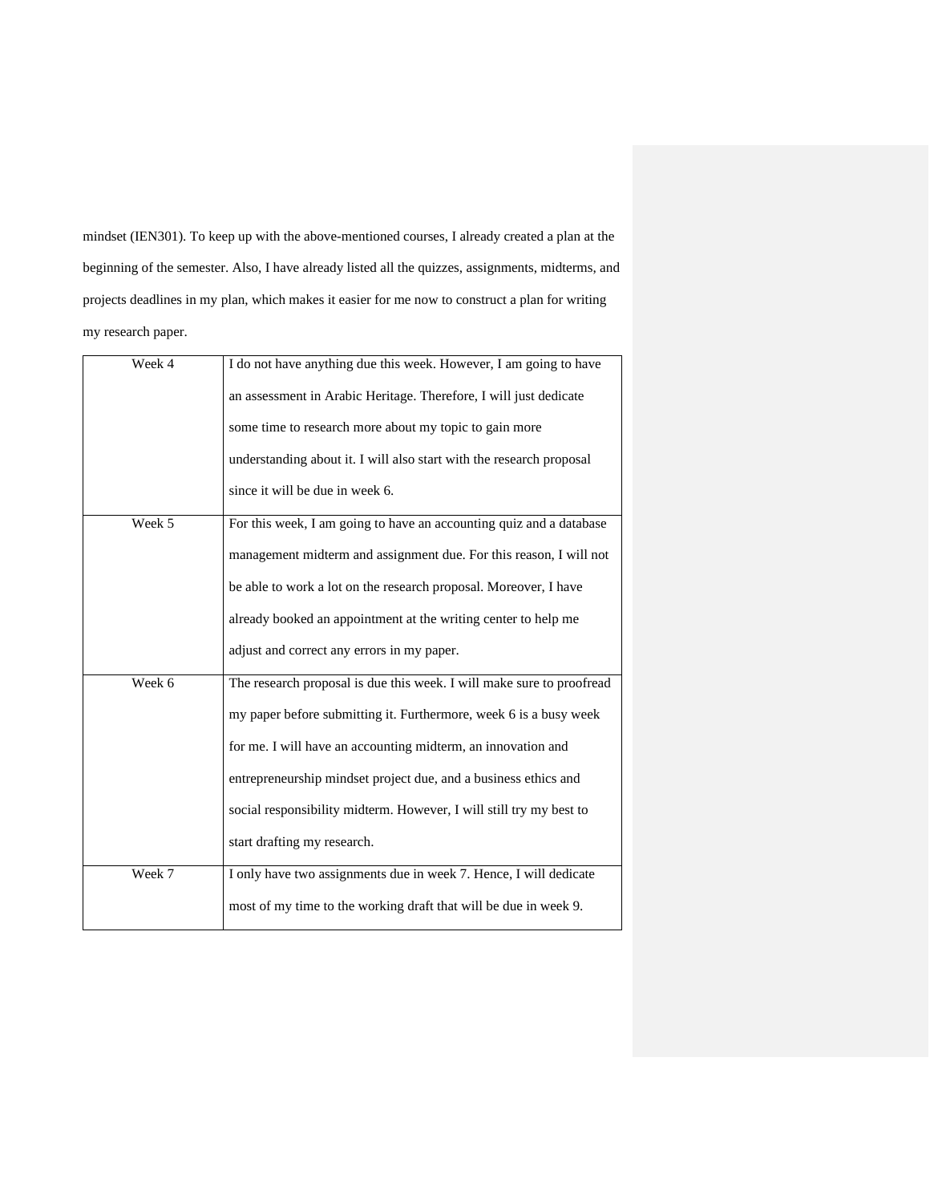mindset (IEN301). To keep up with the above-mentioned courses, I already created a plan at the beginning of the semester. Also, I have already listed all the quizzes, assignments, midterms, and projects deadlines in my plan, which makes it easier for me now to construct a plan for writing my research paper.

| | |
|---|---|
| Week 4 | I do not have anything due this week. However, I am going to have an assessment in Arabic Heritage. Therefore, I will just dedicate some time to research more about my topic to gain more understanding about it. I will also start with the research proposal since it will be due in week 6. |
| Week 5 | For this week, I am going to have an accounting quiz and a database management midterm and assignment due. For this reason, I will not be able to work a lot on the research proposal. Moreover, I have already booked an appointment at the writing center to help me adjust and correct any errors in my paper. |
| Week 6 | The research proposal is due this week. I will make sure to proofread my paper before submitting it. Furthermore, week 6 is a busy week for me. I will have an accounting midterm, an innovation and entrepreneurship mindset project due, and a business ethics and social responsibility midterm. However, I will still try my best to start drafting my research. |
| Week 7 | I only have two assignments due in week 7. Hence, I will dedicate most of my time to the working draft that will be due in week 9. |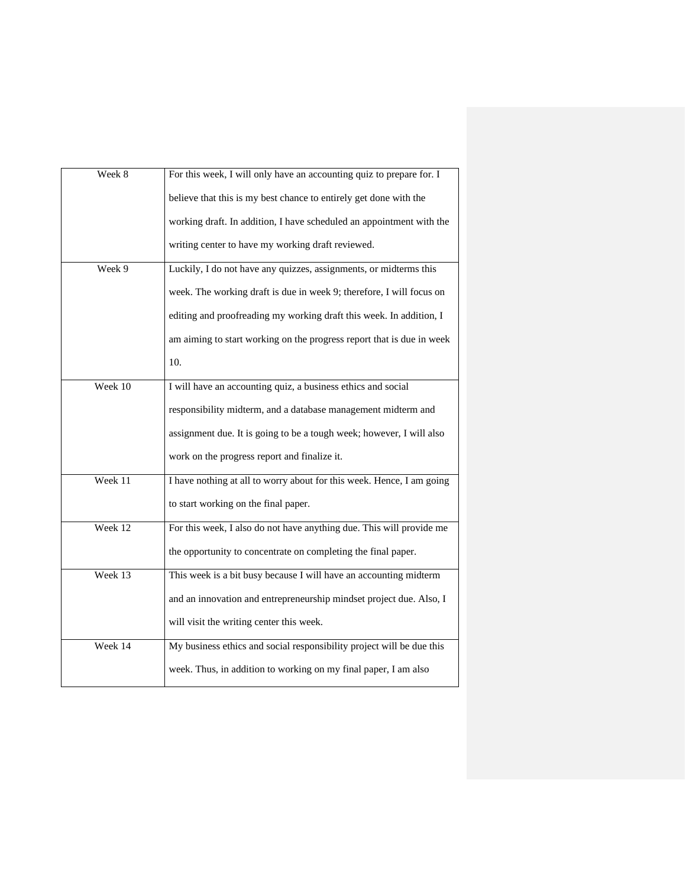| | |
|---|---|
| Week 8 | For this week, I will only have an accounting quiz to prepare for. I believe that this is my best chance to entirely get done with the working draft. In addition, I have scheduled an appointment with the writing center to have my working draft reviewed. |
| Week 9 | Luckily, I do not have any quizzes, assignments, or midterms this week. The working draft is due in week 9; therefore, I will focus on editing and proofreading my working draft this week. In addition, I am aiming to start working on the progress report that is due in week 10. |
| Week 10 | I will have an accounting quiz, a business ethics and social responsibility midterm, and a database management midterm and assignment due. It is going to be a tough week; however, I will also work on the progress report and finalize it. |
| Week 11 | I have nothing at all to worry about for this week. Hence, I am going to start working on the final paper. |
| Week 12 | For this week, I also do not have anything due. This will provide me the opportunity to concentrate on completing the final paper. |
| Week 13 | This week is a bit busy because I will have an accounting midterm and an innovation and entrepreneurship mindset project due. Also, I will visit the writing center this week. |
| Week 14 | My business ethics and social responsibility project will be due this week. Thus, in addition to working on my final paper, I am also |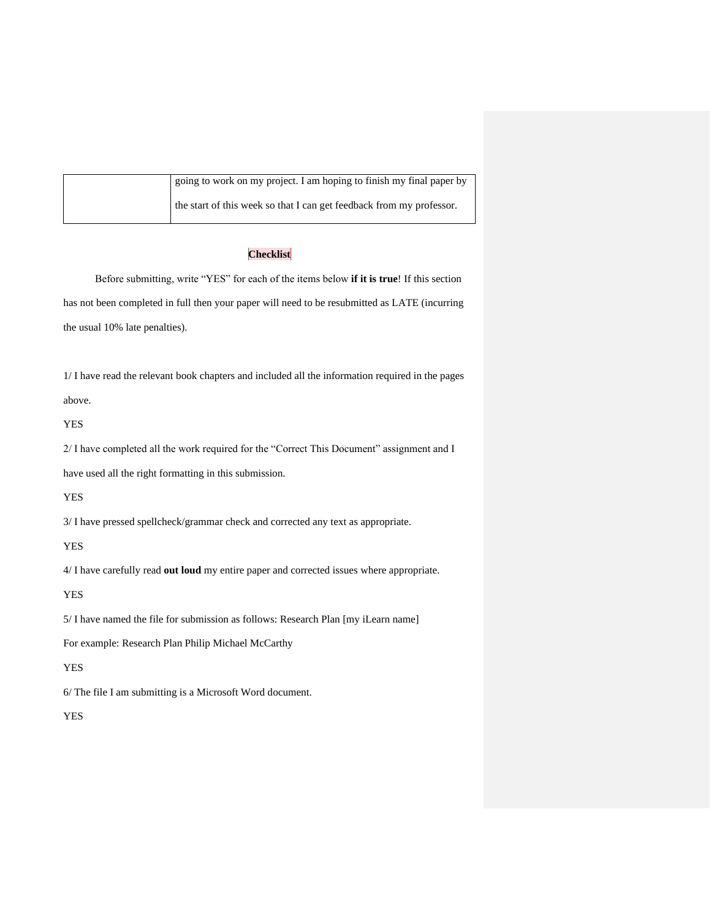| | |
|---|---|
| | going to work on my project. I am hoping to finish my final paper by the start of this week so that I can get feedback from my professor. |

**Checklist**

Before submitting, write "YES" for each of the items below **if it is true**! If this section has not been completed in full then your paper will need to be resubmitted as LATE (incurring the usual 10% late penalties).

1/ I have read the relevant book chapters and included all the information required in the pages above.

YES

2/ I have completed all the work required for the "Correct This Document" assignment and I have used all the right formatting in this submission.

YES

3/ I have pressed spellcheck/grammar check and corrected any text as appropriate.

YES

4/ I have carefully read **out loud** my entire paper and corrected issues where appropriate.

YES

5/ I have named the file for submission as follows: Research Plan [my iLearn name]

For example: Research Plan Philip Michael McCarthy

YES

6/ The file I am submitting is a Microsoft Word document.

YES